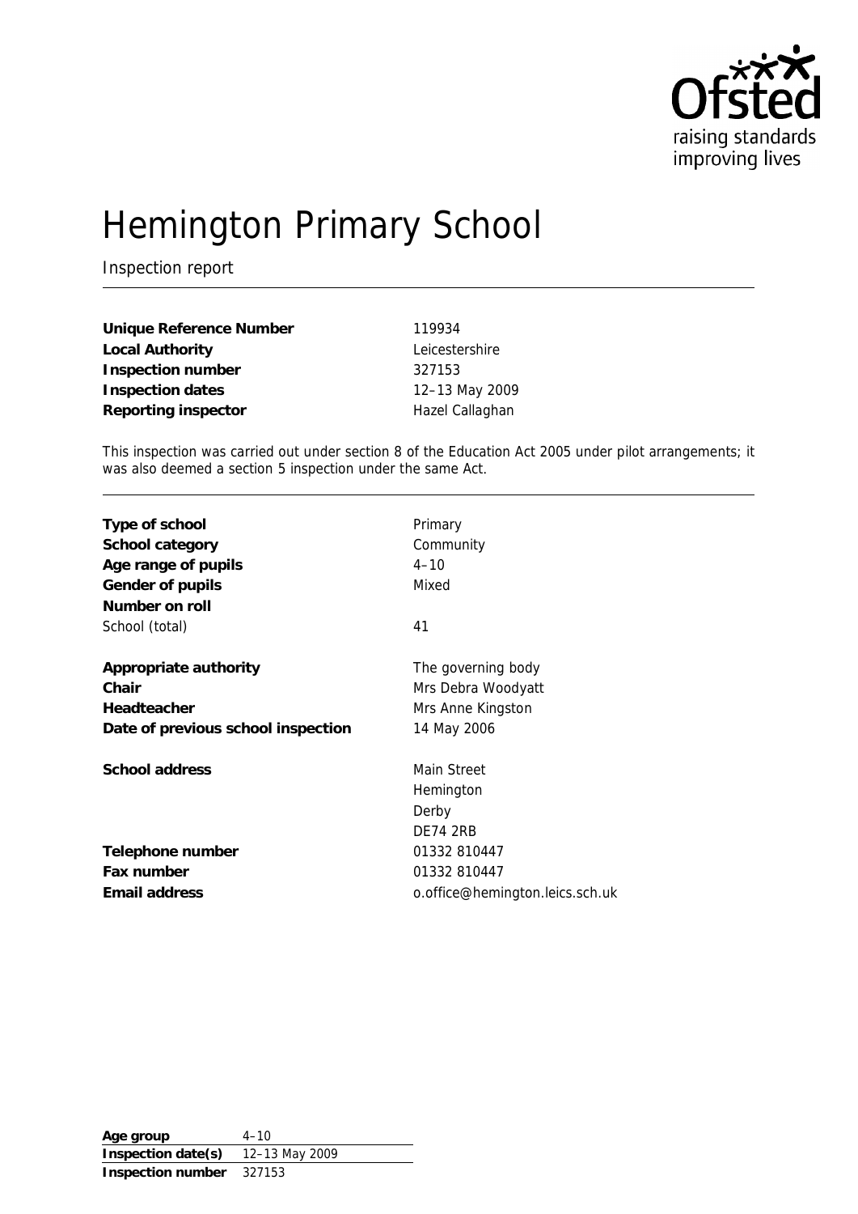# Hemington Primary School

Inspection report

| | |
|---|---|
| **Unique Reference Number** | 119934 |
| **Local Authority** | Leicestershire |
| **Inspection number** | 327153 |
| **Inspection dates** | 12–13 May 2009 |
| **Reporting inspector** | Hazel Callaghan |

This inspection was carried out under section 8 of the Education Act 2005 under pilot arrangements; it was also deemed a section 5 inspection under the same Act.

| | |
|---|---|
| **Type of school** | Primary |
| **School category** | Community |
| **Age range of pupils** | 4–10 |
| **Gender of pupils** | Mixed |
| **Number on roll** | |
| School (total) | 41 |
| | |
| **Appropriate authority** | The governing body |
| **Chair** | Mrs Debra Woodyatt |
| **Headteacher** | Mrs Anne Kingston |
| **Date of previous school inspection** | 14 May 2006 |
| | |
| **School address** | Main Street<br>Hemington<br>Derby<br>DE74 2RB |
| **Telephone number** | 01332 810447 |
| **Fax number** | 01332 810447 |
| **Email address** | o.office@hemington.leics.sch.uk |

| | |
|---|---|
| **Age group** | 4–10 |
| **Inspection date(s)** | 12–13 May 2009 |
| **Inspection number** | 327153 |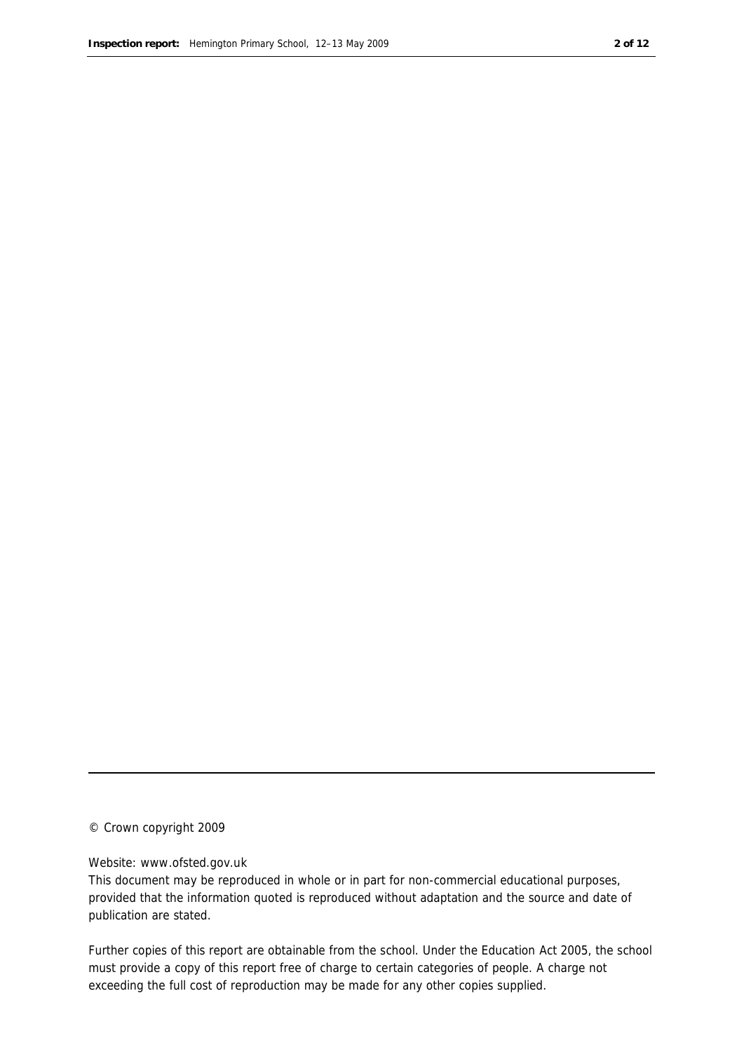© Crown copyright 2009

Website: www.ofsted.gov.uk

This document may be reproduced in whole or in part for non-commercial educational purposes, provided that the information quoted is reproduced without adaptation and the source and date of publication are stated.

Further copies of this report are obtainable from the school. Under the Education Act 2005, the school must provide a copy of this report free of charge to certain categories of people. A charge not exceeding the full cost of reproduction may be made for any other copies supplied.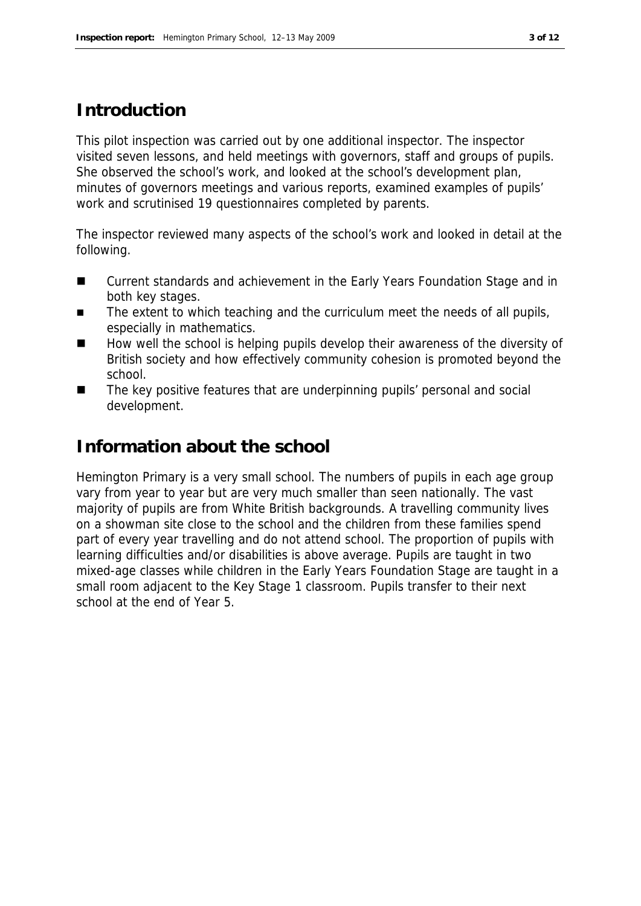## Introduction

This pilot inspection was carried out by one additional inspector. The inspector visited seven lessons, and held meetings with governors, staff and groups of pupils. She observed the school's work, and looked at the school's development plan, minutes of governors meetings and various reports, examined examples of pupils' work and scrutinised 19 questionnaires completed by parents.

The inspector reviewed many aspects of the school's work and looked in detail at the following.

- Current standards and achievement in the Early Years Foundation Stage and in both key stages.
- The extent to which teaching and the curriculum meet the needs of all pupils, especially in mathematics.
- How well the school is helping pupils develop their awareness of the diversity of British society and how effectively community cohesion is promoted beyond the school.
- The key positive features that are underpinning pupils' personal and social development.

## Information about the school

Hemington Primary is a very small school. The numbers of pupils in each age group vary from year to year but are very much smaller than seen nationally. The vast majority of pupils are from White British backgrounds. A travelling community lives on a showman site close to the school and the children from these families spend part of every year travelling and do not attend school. The proportion of pupils with learning difficulties and/or disabilities is above average. Pupils are taught in two mixed-age classes while children in the Early Years Foundation Stage are taught in a small room adjacent to the Key Stage 1 classroom. Pupils transfer to their next school at the end of Year 5.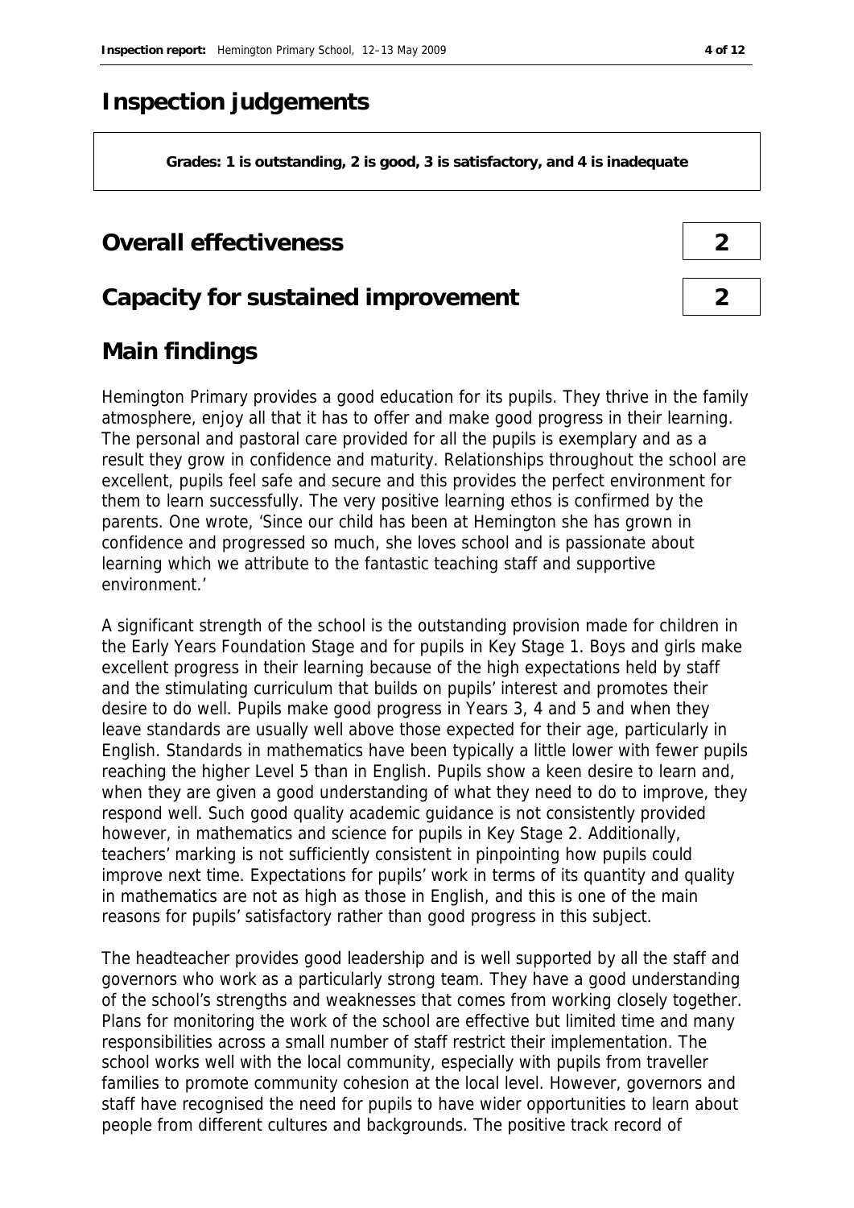# Inspection judgements

**Grades: 1 is outstanding, 2 is good, 3 is satisfactory, and 4 is inadequate**

## Overall effectiveness — 2

## Capacity for sustained improvement — 2

## Main findings

Hemington Primary provides a good education for its pupils. They thrive in the family atmosphere, enjoy all that it has to offer and make good progress in their learning. The personal and pastoral care provided for all the pupils is exemplary and as a result they grow in confidence and maturity. Relationships throughout the school are excellent, pupils feel safe and secure and this provides the perfect environment for them to learn successfully. The very positive learning ethos is confirmed by the parents. One wrote, 'Since our child has been at Hemington she has grown in confidence and progressed so much, she loves school and is passionate about learning which we attribute to the fantastic teaching staff and supportive environment.'

A significant strength of the school is the outstanding provision made for children in the Early Years Foundation Stage and for pupils in Key Stage 1. Boys and girls make excellent progress in their learning because of the high expectations held by staff and the stimulating curriculum that builds on pupils' interest and promotes their desire to do well. Pupils make good progress in Years 3, 4 and 5 and when they leave standards are usually well above those expected for their age, particularly in English. Standards in mathematics have been typically a little lower with fewer pupils reaching the higher Level 5 than in English. Pupils show a keen desire to learn and, when they are given a good understanding of what they need to do to improve, they respond well. Such good quality academic guidance is not consistently provided however, in mathematics and science for pupils in Key Stage 2. Additionally, teachers' marking is not sufficiently consistent in pinpointing how pupils could improve next time. Expectations for pupils' work in terms of its quantity and quality in mathematics are not as high as those in English, and this is one of the main reasons for pupils' satisfactory rather than good progress in this subject.

The headteacher provides good leadership and is well supported by all the staff and governors who work as a particularly strong team. They have a good understanding of the school's strengths and weaknesses that comes from working closely together. Plans for monitoring the work of the school are effective but limited time and many responsibilities across a small number of staff restrict their implementation. The school works well with the local community, especially with pupils from traveller families to promote community cohesion at the local level. However, governors and staff have recognised the need for pupils to have wider opportunities to learn about people from different cultures and backgrounds. The positive track record of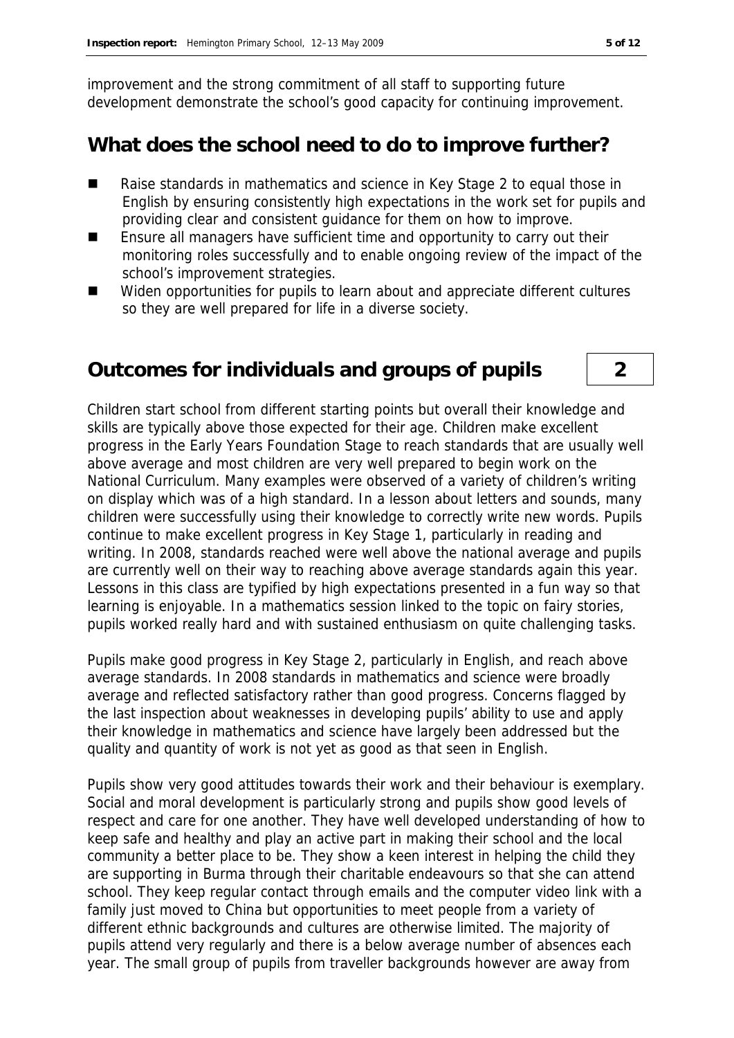improvement and the strong commitment of all staff to supporting future development demonstrate the school's good capacity for continuing improvement.

## What does the school need to do to improve further?

- Raise standards in mathematics and science in Key Stage 2 to equal those in English by ensuring consistently high expectations in the work set for pupils and providing clear and consistent guidance for them on how to improve.
- Ensure all managers have sufficient time and opportunity to carry out their monitoring roles successfully and to enable ongoing review of the impact of the school's improvement strategies.
- Widen opportunities for pupils to learn about and appreciate different cultures so they are well prepared for life in a diverse society.

## Outcomes for individuals and groups of pupils — 2

Children start school from different starting points but overall their knowledge and skills are typically above those expected for their age. Children make excellent progress in the Early Years Foundation Stage to reach standards that are usually well above average and most children are very well prepared to begin work on the National Curriculum. Many examples were observed of a variety of children's writing on display which was of a high standard. In a lesson about letters and sounds, many children were successfully using their knowledge to correctly write new words. Pupils continue to make excellent progress in Key Stage 1, particularly in reading and writing. In 2008, standards reached were well above the national average and pupils are currently well on their way to reaching above average standards again this year. Lessons in this class are typified by high expectations presented in a fun way so that learning is enjoyable. In a mathematics session linked to the topic on fairy stories, pupils worked really hard and with sustained enthusiasm on quite challenging tasks.

Pupils make good progress in Key Stage 2, particularly in English, and reach above average standards. In 2008 standards in mathematics and science were broadly average and reflected satisfactory rather than good progress. Concerns flagged by the last inspection about weaknesses in developing pupils' ability to use and apply their knowledge in mathematics and science have largely been addressed but the quality and quantity of work is not yet as good as that seen in English.

Pupils show very good attitudes towards their work and their behaviour is exemplary. Social and moral development is particularly strong and pupils show good levels of respect and care for one another. They have well developed understanding of how to keep safe and healthy and play an active part in making their school and the local community a better place to be. They show a keen interest in helping the child they are supporting in Burma through their charitable endeavours so that she can attend school. They keep regular contact through emails and the computer video link with a family just moved to China but opportunities to meet people from a variety of different ethnic backgrounds and cultures are otherwise limited. The majority of pupils attend very regularly and there is a below average number of absences each year. The small group of pupils from traveller backgrounds however are away from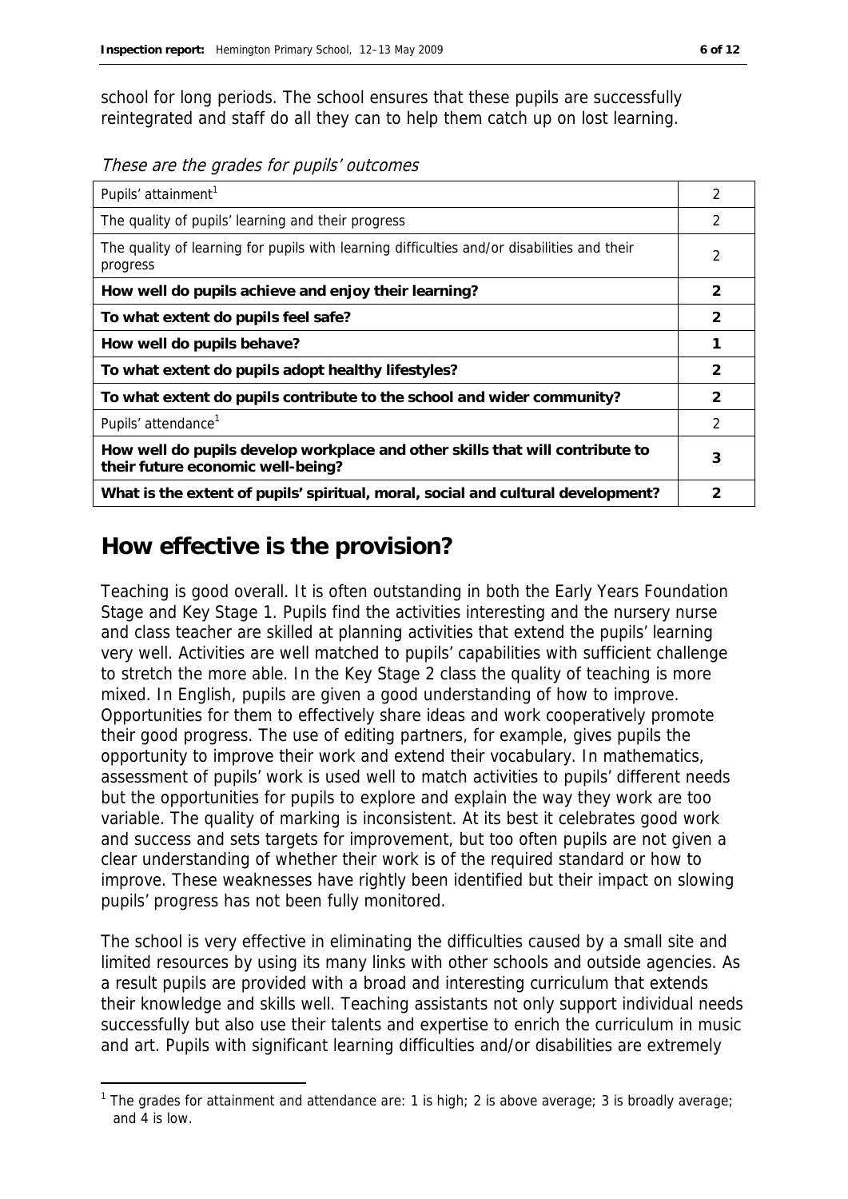school for long periods. The school ensures that these pupils are successfully reintegrated and staff do all they can to help them catch up on lost learning.

*These are the grades for pupils' outcomes*

| | |
|---|---|
| Pupils' attainment[1] | 2 |
| The quality of pupils' learning and their progress | 2 |
| The quality of learning for pupils with learning difficulties and/or disabilities and their progress | 2 |
| **How well do pupils achieve and enjoy their learning?** | **2** |
| **To what extent do pupils feel safe?** | **2** |
| **How well do pupils behave?** | **1** |
| **To what extent do pupils adopt healthy lifestyles?** | **2** |
| **To what extent do pupils contribute to the school and wider community?** | **2** |
| Pupils' attendance[1] | 2 |
| **How well do pupils develop workplace and other skills that will contribute to their future economic well-being?** | **3** |
| **What is the extent of pupils' spiritual, moral, social and cultural development?** | **2** |

## How effective is the provision?

Teaching is good overall. It is often outstanding in both the Early Years Foundation Stage and Key Stage 1. Pupils find the activities interesting and the nursery nurse and class teacher are skilled at planning activities that extend the pupils' learning very well. Activities are well matched to pupils' capabilities with sufficient challenge to stretch the more able. In the Key Stage 2 class the quality of teaching is more mixed. In English, pupils are given a good understanding of how to improve. Opportunities for them to effectively share ideas and work cooperatively promote their good progress. The use of editing partners, for example, gives pupils the opportunity to improve their work and extend their vocabulary. In mathematics, assessment of pupils' work is used well to match activities to pupils' different needs but the opportunities for pupils to explore and explain the way they work are too variable. The quality of marking is inconsistent. At its best it celebrates good work and success and sets targets for improvement, but too often pupils are not given a clear understanding of whether their work is of the required standard or how to improve. These weaknesses have rightly been identified but their impact on slowing pupils' progress has not been fully monitored.

The school is very effective in eliminating the difficulties caused by a small site and limited resources by using its many links with other schools and outside agencies. As a result pupils are provided with a broad and interesting curriculum that extends their knowledge and skills well. Teaching assistants not only support individual needs successfully but also use their talents and expertise to enrich the curriculum in music and art. Pupils with significant learning difficulties and/or disabilities are extremely

[1] The grades for attainment and attendance are: 1 is high; 2 is above average; 3 is broadly average; and 4 is low.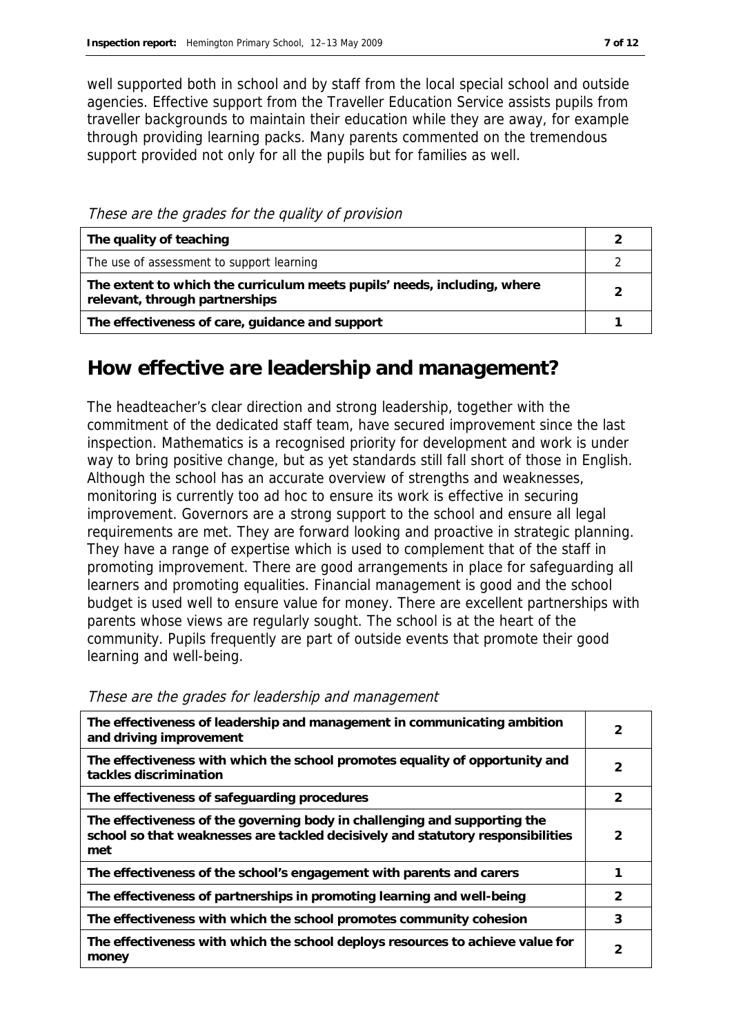well supported both in school and by staff from the local special school and outside agencies. Effective support from the Traveller Education Service assists pupils from traveller backgrounds to maintain their education while they are away, for example through providing learning packs. Many parents commented on the tremendous support provided not only for all the pupils but for families as well.

*These are the grades for the quality of provision*

| | |
|---|---|
| **The quality of teaching** | **2** |
| The use of assessment to support learning | 2 |
| **The extent to which the curriculum meets pupils' needs, including, where relevant, through partnerships** | **2** |
| **The effectiveness of care, guidance and support** | **1** |

## How effective are leadership and management?

The headteacher's clear direction and strong leadership, together with the commitment of the dedicated staff team, have secured improvement since the last inspection. Mathematics is a recognised priority for development and work is under way to bring positive change, but as yet standards still fall short of those in English. Although the school has an accurate overview of strengths and weaknesses, monitoring is currently too ad hoc to ensure its work is effective in securing improvement. Governors are a strong support to the school and ensure all legal requirements are met. They are forward looking and proactive in strategic planning. They have a range of expertise which is used to complement that of the staff in promoting improvement. There are good arrangements in place for safeguarding all learners and promoting equalities. Financial management is good and the school budget is used well to ensure value for money. There are excellent partnerships with parents whose views are regularly sought. The school is at the heart of the community. Pupils frequently are part of outside events that promote their good learning and well-being.

*These are the grades for leadership and management*

| | |
|---|---|
| **The effectiveness of leadership and management in communicating ambition and driving improvement** | **2** |
| **The effectiveness with which the school promotes equality of opportunity and tackles discrimination** | **2** |
| **The effectiveness of safeguarding procedures** | **2** |
| **The effectiveness of the governing body in challenging and supporting the school so that weaknesses are tackled decisively and statutory responsibilities met** | **2** |
| **The effectiveness of the school's engagement with parents and carers** | **1** |
| **The effectiveness of partnerships in promoting learning and well-being** | **2** |
| **The effectiveness with which the school promotes community cohesion** | **3** |
| **The effectiveness with which the school deploys resources to achieve value for money** | **2** |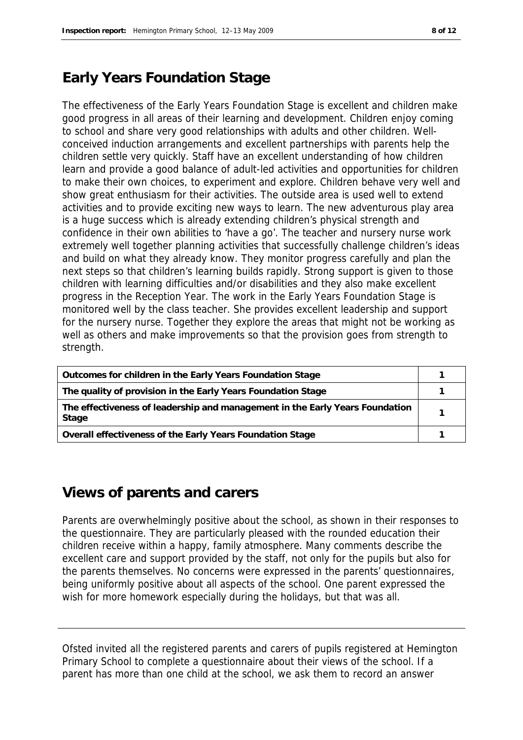## Early Years Foundation Stage

The effectiveness of the Early Years Foundation Stage is excellent and children make good progress in all areas of their learning and development. Children enjoy coming to school and share very good relationships with adults and other children. Well-conceived induction arrangements and excellent partnerships with parents help the children settle very quickly. Staff have an excellent understanding of how children learn and provide a good balance of adult-led activities and opportunities for children to make their own choices, to experiment and explore. Children behave very well and show great enthusiasm for their activities. The outside area is used well to extend activities and to provide exciting new ways to learn. The new adventurous play area is a huge success which is already extending children's physical strength and confidence in their own abilities to 'have a go'. The teacher and nursery nurse work extremely well together planning activities that successfully challenge children's ideas and build on what they already know. They monitor progress carefully and plan the next steps so that children's learning builds rapidly. Strong support is given to those children with learning difficulties and/or disabilities and they also make excellent progress in the Reception Year. The work in the Early Years Foundation Stage is monitored well by the class teacher. She provides excellent leadership and support for the nursery nurse. Together they explore the areas that might not be working as well as others and make improvements so that the provision goes from strength to strength.

| | |
|---|---|
| **Outcomes for children in the Early Years Foundation Stage** | 1 |
| **The quality of provision in the Early Years Foundation Stage** | 1 |
| **The effectiveness of leadership and management in the Early Years Foundation Stage** | 1 |
| **Overall effectiveness of the Early Years Foundation Stage** | 1 |

## Views of parents and carers

Parents are overwhelmingly positive about the school, as shown in their responses to the questionnaire. They are particularly pleased with the rounded education their children receive within a happy, family atmosphere. Many comments describe the excellent care and support provided by the staff, not only for the pupils but also for the parents themselves. No concerns were expressed in the parents' questionnaires, being uniformly positive about all aspects of the school. One parent expressed the wish for more homework especially during the holidays, but that was all.

---

Ofsted invited all the registered parents and carers of pupils registered at Hemington Primary School to complete a questionnaire about their views of the school. If a parent has more than one child at the school, we ask them to record an answer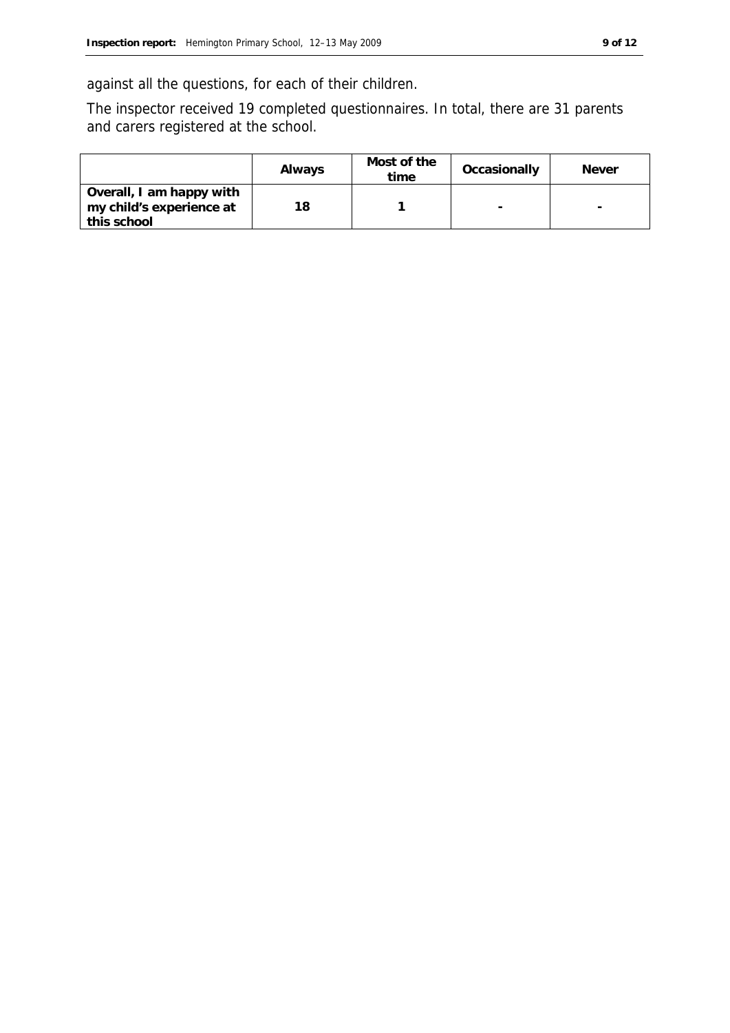against all the questions, for each of their children.

The inspector received 19 completed questionnaires. In total, there are 31 parents and carers registered at the school.

| | Always | Most of the time | Occasionally | Never |
|---|---|---|---|---|
| **Overall, I am happy with my child's experience at this school** | 18 | 1 | - | - |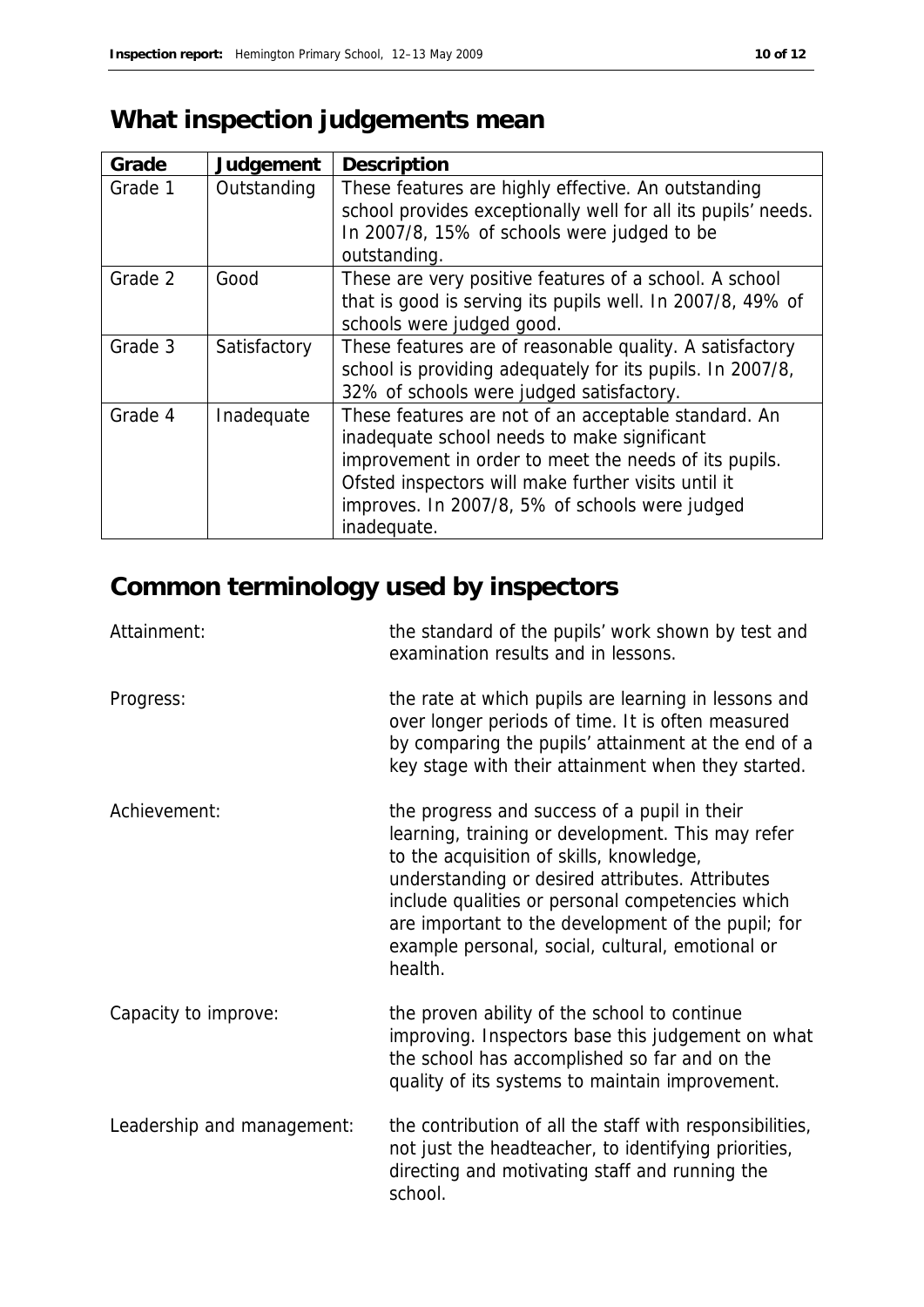# What inspection judgements mean

| Grade | Judgement | Description |
|---|---|---|
| Grade 1 | Outstanding | These features are highly effective. An outstanding school provides exceptionally well for all its pupils' needs. In 2007/8, 15% of schools were judged to be outstanding. |
| Grade 2 | Good | These are very positive features of a school. A school that is good is serving its pupils well. In 2007/8, 49% of schools were judged good. |
| Grade 3 | Satisfactory | These features are of reasonable quality. A satisfactory school is providing adequately for its pupils. In 2007/8, 32% of schools were judged satisfactory. |
| Grade 4 | Inadequate | These features are not of an acceptable standard. An inadequate school needs to make significant improvement in order to meet the needs of its pupils. Ofsted inspectors will make further visits until it improves. In 2007/8, 5% of schools were judged inadequate. |

# Common terminology used by inspectors

Attainment: the standard of the pupils' work shown by test and examination results and in lessons.

Progress: the rate at which pupils are learning in lessons and over longer periods of time. It is often measured by comparing the pupils' attainment at the end of a key stage with their attainment when they started.

Achievement: the progress and success of a pupil in their learning, training or development. This may refer to the acquisition of skills, knowledge, understanding or desired attributes. Attributes include qualities or personal competencies which are important to the development of the pupil; for example personal, social, cultural, emotional or health.

Capacity to improve: the proven ability of the school to continue improving. Inspectors base this judgement on what the school has accomplished so far and on the quality of its systems to maintain improvement.

Leadership and management: the contribution of all the staff with responsibilities, not just the headteacher, to identifying priorities, directing and motivating staff and running the school.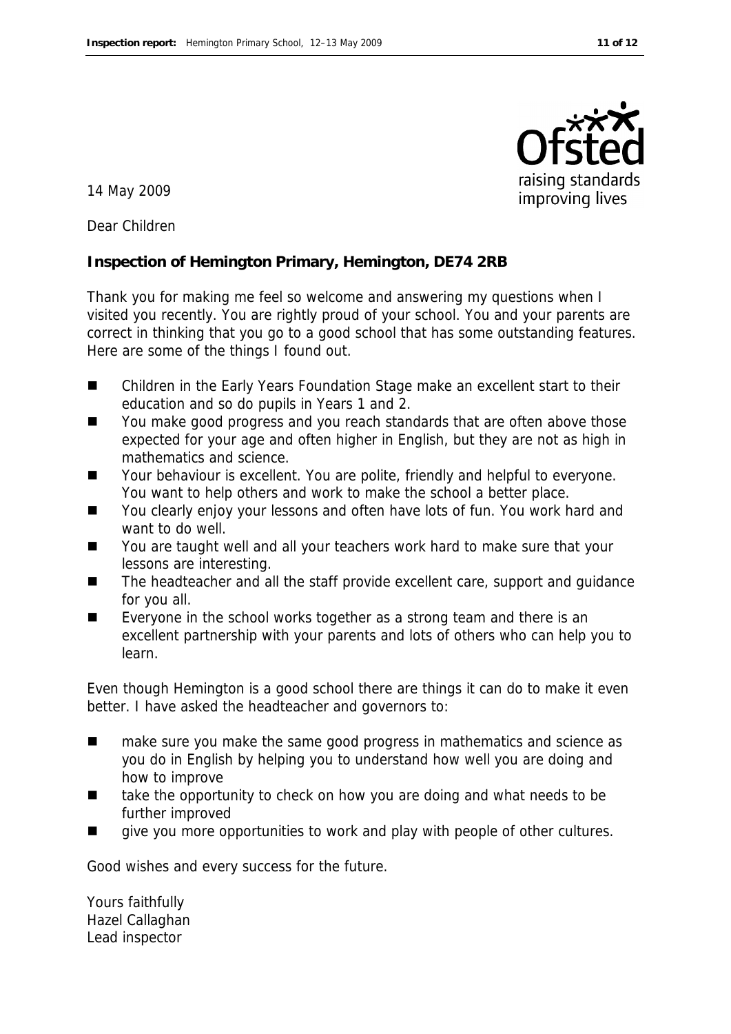14 May 2009

Dear Children

**Inspection of Hemington Primary, Hemington, DE74 2RB**

Thank you for making me feel so welcome and answering my questions when I visited you recently. You are rightly proud of your school. You and your parents are correct in thinking that you go to a good school that has some outstanding features. Here are some of the things I found out.

- Children in the Early Years Foundation Stage make an excellent start to their education and so do pupils in Years 1 and 2.
- You make good progress and you reach standards that are often above those expected for your age and often higher in English, but they are not as high in mathematics and science.
- Your behaviour is excellent. You are polite, friendly and helpful to everyone. You want to help others and work to make the school a better place.
- You clearly enjoy your lessons and often have lots of fun. You work hard and want to do well.
- You are taught well and all your teachers work hard to make sure that your lessons are interesting.
- The headteacher and all the staff provide excellent care, support and guidance for you all.
- Everyone in the school works together as a strong team and there is an excellent partnership with your parents and lots of others who can help you to learn.

Even though Hemington is a good school there are things it can do to make it even better. I have asked the headteacher and governors to:

- make sure you make the same good progress in mathematics and science as you do in English by helping you to understand how well you are doing and how to improve
- take the opportunity to check on how you are doing and what needs to be further improved
- give you more opportunities to work and play with people of other cultures.

Good wishes and every success for the future.

Yours faithfully
Hazel Callaghan
Lead inspector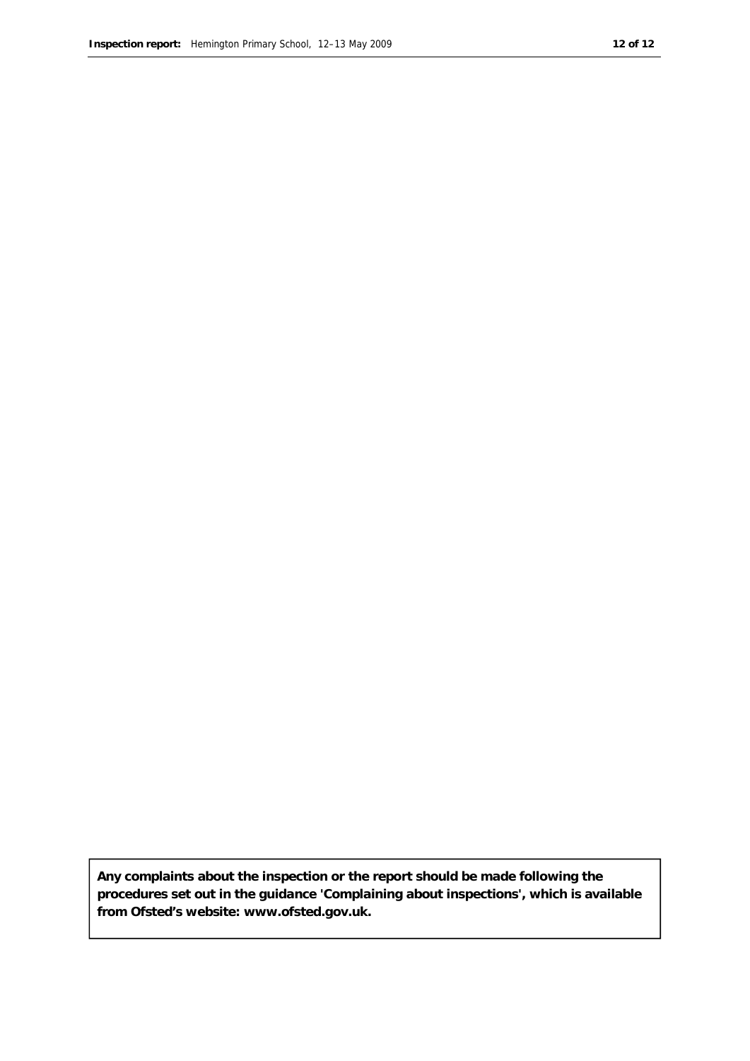**Any complaints about the inspection or the report should be made following the procedures set out in the guidance 'Complaining about inspections', which is available from Ofsted's website: www.ofsted.gov.uk.**